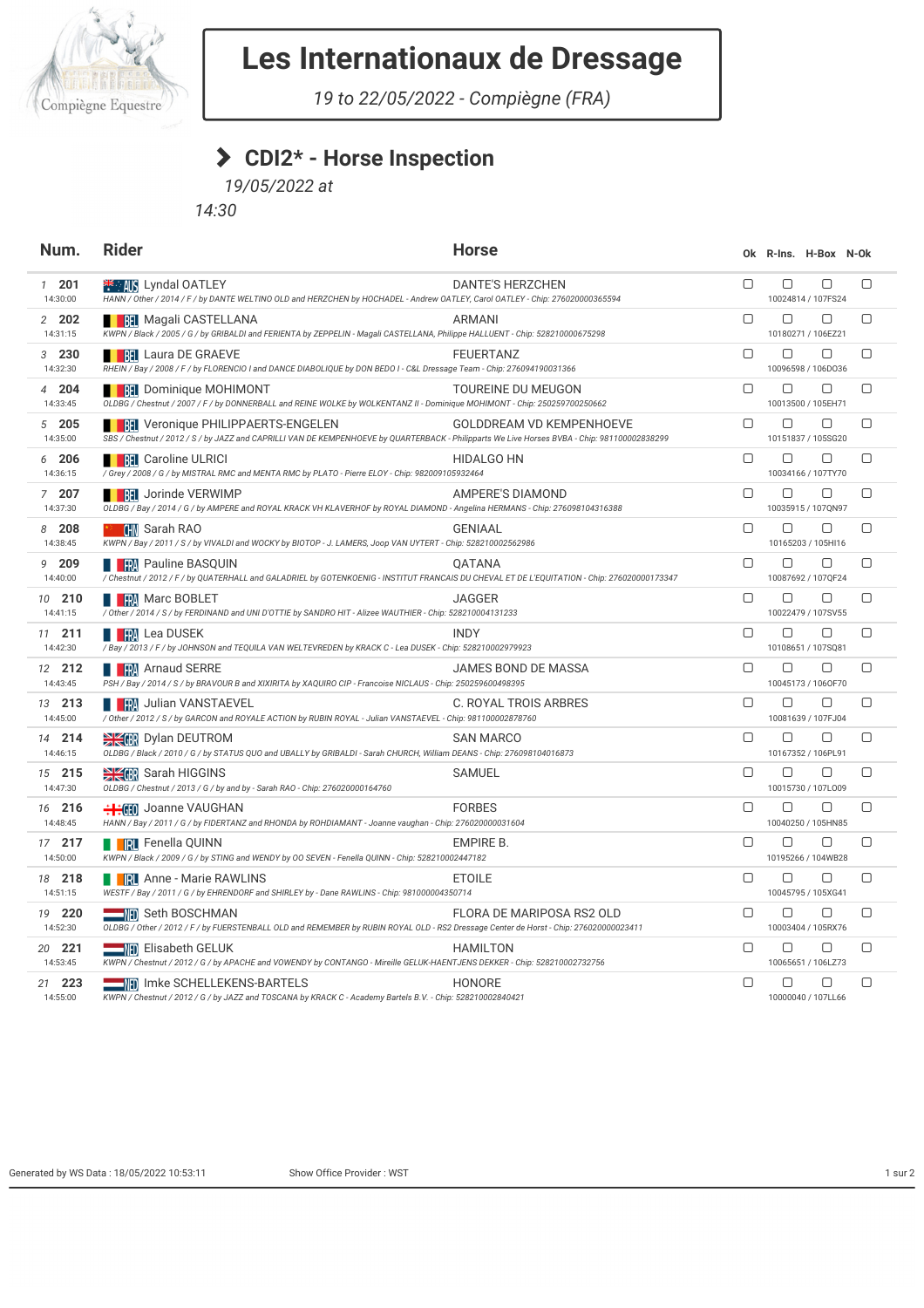# Les Internationaux de Dressage

*19 to 22/05/2022 - Compiègne (FRA)*

## CDI2* - Horse Inspection

*19/05/2022 at 14:30*

| Num. | Rider | Horse | Ok | R-Ins. | H-Box | N-Ok |
|---|---|---|---|---|---|---|
| 1 **201** 14:30:00 | AUS Lyndal OATLEY<br>*HANN / Other / 2014 / F / by DANTE WELTINO OLD and HERZCHEN by HOCHADEL - Andrew OATLEY, Carol OATLEY - Chip: 276020000365594* | DANTE'S HERZCHEN | ☐ | ☐ 10024814 / 107FS24 | ☐ | ☐ |
| 2 **202** 14:31:15 | BEL Magali CASTELLANA<br>*KWPN / Black / 2005 / G / by GRIBALDI and FERIENTA by ZEPPELIN - Magali CASTELLANA, Philippe HALLUENT - Chip: 528210000675298* | ARMANI | ☐ | ☐ 10180271 / 106EZ21 | ☐ | ☐ |
| 3 **230** 14:32:30 | BEL Laura DE GRAEVE<br>*RHEIN / Bay / 2008 / F / by FLORENCIO I and DANCE DIABOLIQUE by DON BEDO I - C&L Dressage Team - Chip: 276094190031366* | FEUERTANZ | ☐ | ☐ 10096598 / 106DO36 | ☐ | ☐ |
| 4 **204** 14:33:45 | BEL Dominique MOHIMONT<br>*OLDBG / Chestnut / 2007 / F / by DONNERBALL and REINE WOLKE by WOLKENTANZ II - Dominique MOHIMONT - Chip: 250259700250662* | TOUREINE DU MEUGON | ☐ | ☐ 10013500 / 105EH71 | ☐ | ☐ |
| 5 **205** 14:35:00 | BEL Veronique PHILIPPAERTS-ENGELEN<br>*SBS / Chestnut / 2012 / S / by JAZZ and CAPRILLI VAN DE KEMPENHOEVE by QUARTERBACK - Philipparts We Live Horses BVBA - Chip: 981100002838299* | GOLDDREAM VD KEMPENHOEVE | ☐ | ☐ 10151837 / 105SG20 | ☐ | ☐ |
| 6 **206** 14:36:15 | BEL Caroline ULRICI<br>*/ Grey / 2008 / G / by MISTRAL RMC and MENTA RMC by PLATO - Pierre ELOY - Chip: 982009105932464* | HIDALGO HN | ☐ | ☐ 10034166 / 107TY70 | ☐ | ☐ |
| 7 **207** 14:37:30 | BEL Jorinde VERWIMP<br>*OLDBG / Bay / 2014 / G / by AMPERE and ROYAL KRACK VH KLAVERHOF by ROYAL DIAMOND - Angelina HERMANS - Chip: 276098104316388* | AMPERE'S DIAMOND | ☐ | ☐ 10035915 / 107QN97 | ☐ | ☐ |
| 8 **208** 14:38:45 | CHN Sarah RAO<br>*KWPN / Bay / 2011 / S / by VIVALDI and WOCKY by BIOTOP - J. LAMERS, Joop VAN UYTERT - Chip: 528210002562986* | GENIAAL | ☐ | ☐ 10165203 / 105HI16 | ☐ | ☐ |
| 9 **209** 14:40:00 | FRA Pauline BASQUIN<br>*/ Chestnut / 2012 / F / by QUATERHALL and GALADRIEL by GOTENKOENIG - INSTITUT FRANCAIS DU CHEVAL ET DE L'EQUITATION - Chip: 276020000173347* | QATANA | ☐ | ☐ 10087692 / 107QF24 | ☐ | ☐ |
| 10 **210** 14:41:15 | FRA Marc BOBLET<br>*/ Other / 2014 / S / by FERDINAND and UNI D'OTTIE by SANDRO HIT - Alizee WAUTHIER - Chip: 528210004131233* | JAGGER | ☐ | ☐ 10022479 / 107SV55 | ☐ | ☐ |
| 11 **211** 14:42:30 | FRA Lea DUSEK<br>*/ Bay / 2013 / F / by JOHNSON and TEQUILA VAN WELTEVREDEN by KRACK C - Lea DUSEK - Chip: 528210002979923* | INDY | ☐ | ☐ 10108651 / 107SQ81 | ☐ | ☐ |
| 12 **212** 14:43:45 | FRA Arnaud SERRE<br>*PSH / Bay / 2014 / S / by BRAVOUR B and XIXIRITA by XAQUIRO CIP - Francoise NICLAUS - Chip: 250259600498395* | JAMES BOND DE MASSA | ☐ | ☐ 10045173 / 106OF70 | ☐ | ☐ |
| 13 **213** 14:45:00 | FRA Julian VANSTAEVEL<br>*/ Other / 2012 / S / by GARCON and ROYALE ACTION by RUBIN ROYAL - Julian VANSTAEVEL - Chip: 981100002878760* | C. ROYAL TROIS ARBRES | ☐ | ☐ 10081639 / 107FJ04 | ☐ | ☐ |
| 14 **214** 14:46:15 | GBR Dylan DEUTROM<br>*OLDBG / Black / 2010 / G / by STATUS QUO and UBALLY by GRIBALDI - Sarah CHURCH, William DEANS - Chip: 276098104016873* | SAN MARCO | ☐ | ☐ 10167352 / 106PL91 | ☐ | ☐ |
| 15 **215** 14:47:30 | GBR Sarah HIGGINS<br>*OLDBG / Chestnut / 2013 / G / by and by - Sarah RAO - Chip: 276020000164760* | SAMUEL | ☐ | ☐ 10015730 / 107LO09 | ☐ | ☐ |
| 16 **216** 14:48:45 | GEO Joanne VAUGHAN<br>*HANN / Bay / 2011 / G / by FIDERTANZ and RHONDA by ROHDIAMANT - Joanne vaughan - Chip: 276020000031604* | FORBES | ☐ | ☐ 10040250 / 105HN85 | ☐ | ☐ |
| 17 **217** 14:50:00 | IRL Fenella QUINN<br>*KWPN / Black / 2009 / G / by STING and WENDY by OO SEVEN - Fenella QUINN - Chip: 528210002447182* | EMPIRE B. | ☐ | ☐ 10195266 / 104WB28 | ☐ | ☐ |
| 18 **218** 14:51:15 | IRL Anne - Marie RAWLINS<br>*WESTF / Bay / 2011 / G / by EHRENDORF and SHIRLEY by - Dane RAWLINS - Chip: 981000004350714* | ETOILE | ☐ | ☐ 10045795 / 105XG41 | ☐ | ☐ |
| 19 **220** 14:52:30 | NED Seth BOSCHMAN<br>*OLDBG / Other / 2012 / F / by FUERSTENBALL OLD and REMEMBER by RUBIN ROYAL OLD - RS2 Dressage Center de Horst - Chip: 276020000023411* | FLORA DE MARIPOSA RS2 OLD | ☐ | ☐ 10003404 / 105RX76 | ☐ | ☐ |
| 20 **221** 14:53:45 | NED Elisabeth GELUK<br>*KWPN / Chestnut / 2012 / G / by APACHE and VOWENDY by CONTANGO - Mireille GELUK-HAENTJENS DEKKER - Chip: 528210002732756* | HAMILTON | ☐ | ☐ 10065651 / 106LZ73 | ☐ | ☐ |
| 21 **223** 14:55:00 | NED Imke SCHELLEKENS-BARTELS<br>*KWPN / Chestnut / 2012 / G / by JAZZ and TOSCANA by KRACK C - Academy Bartels B.V. - Chip: 528210002840421* | HONORE | ☐ | ☐ 10000040 / 107LL66 | ☐ | ☐ |

Generated by WS Data : 18/05/2022 10:53:11 — Show Office Provider : WST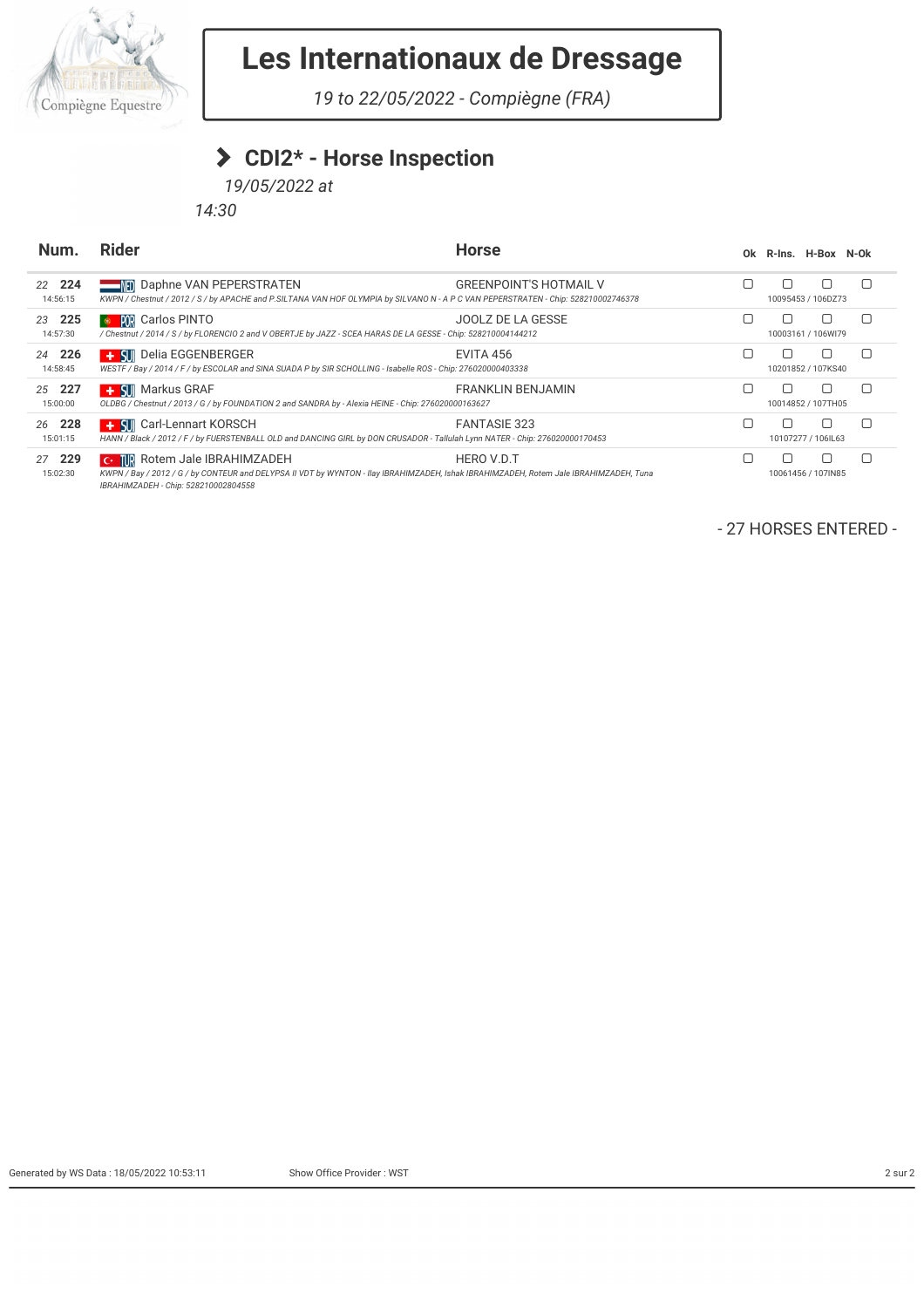# Les Internationaux de Dressage

*19 to 22/05/2022 - Compiègne (FRA)*

## CDI2* - Horse Inspection

*19/05/2022 at 14:30*

| Num. | Rider | Horse | Ok | R-Ins. | H-Box | N-Ok |
|---|---|---|---|---|---|---|
| 22 **224** 14:56:15 | NED Daphne VAN PEPERSTRATEN *KWPN / Chestnut / 2012 / S / by APACHE and P.SILTANA VAN HOF OLYMPIA by SILVANO N - A P C VAN PEPERSTRATEN - Chip: 528210002746378* | GREENPOINT'S HOTMAIL V | ▢ | ▢ 10095453 / 106DZ73 | ▢ | ▢ |
| 23 **225** 14:57:30 | POR Carlos PINTO */ Chestnut / 2014 / S / by FLORENCIO 2 and V OBERTJE by JAZZ - SCEA HARAS DE LA GESSE - Chip: 528210004144212* | JOOLZ DE LA GESSE | ▢ | ▢ 10003161 / 106WI79 | ▢ | ▢ |
| 24 **226** 14:58:45 | SUI Delia EGGENBERGER *WESTF / Bay / 2014 / F / by ESCOLAR and SINA SUADA P by SIR SCHOLLING - Isabelle ROS - Chip: 276020000403338* | EVITA 456 | ▢ | ▢ 10201852 / 107KS40 | ▢ | ▢ |
| 25 **227** 15:00:00 | SUI Markus GRAF *OLDBG / Chestnut / 2013 / G / by FOUNDATION 2 and SANDRA by - Alexia HEINE - Chip: 276020000163627* | FRANKLIN BENJAMIN | ▢ | ▢ 10014852 / 107TH05 | ▢ | ▢ |
| 26 **228** 15:01:15 | SUI Carl-Lennart KORSCH *HANN / Black / 2012 / F / by FUERSTENBALL OLD and DANCING GIRL by DON CRUSADOR - Tallulah Lynn NATER - Chip: 276020000170453* | FANTASIE 323 | ▢ | ▢ 10107277 / 106IL63 | ▢ | ▢ |
| 27 **229** 15:02:30 | TUR Rotem Jale IBRAHIMZADEH *KWPN / Bay / 2012 / G / by CONTEUR and DELYPSA II VDT by WYNTON - Ilay IBRAHIMZADEH, Ishak IBRAHIMZADEH, Rotem Jale IBRAHIMZADEH, Tuna IBRAHIMZADEH - Chip: 528210002804558* | HERO V.D.T | ▢ | ▢ 10061456 / 107IN85 | ▢ | ▢ |

- 27 HORSES ENTERED -

Generated by WS Data : 18/05/2022 10:53:11

Show Office Provider : WST